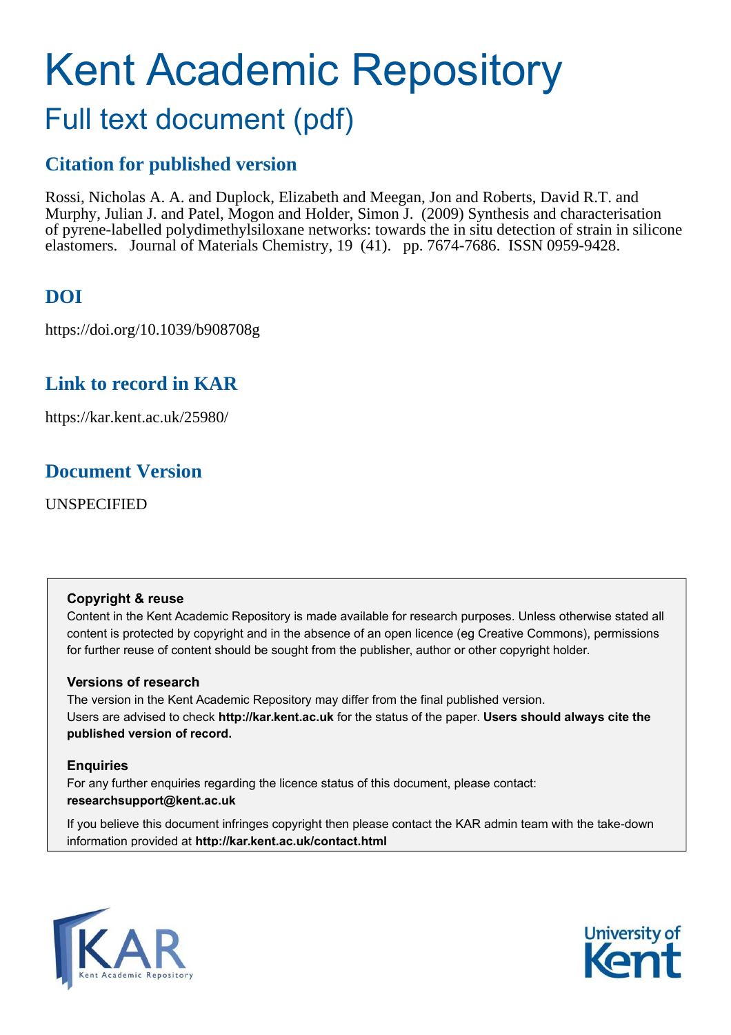# Kent Academic Repository

## Full text document (pdf)

### Citation for published version

Rossi, Nicholas A. A. and Duplock, Elizabeth and Meegan, Jon and Roberts, David R.T. and Murphy, Julian J. and Patel, Mogon and Holder, Simon J. (2009) Synthesis and characterisation of pyrene-labelled polydimethylsiloxane networks: towards the in situ detection of strain in silicone elastomers. Journal of Materials Chemistry, 19 (41). pp. 7674-7686. ISSN 0959-9428.

### DOI

https://doi.org/10.1039/b908708g

### Link to record in KAR

https://kar.kent.ac.uk/25980/

### Document Version

UNSPECIFIED

**Copyright & reuse**

Content in the Kent Academic Repository is made available for research purposes. Unless otherwise stated all content is protected by copyright and in the absence of an open licence (eg Creative Commons), permissions for further reuse of content should be sought from the publisher, author or other copyright holder.

**Versions of research**

The version in the Kent Academic Repository may differ from the final published version. Users are advised to check **http://kar.kent.ac.uk** for the status of the paper. **Users should always cite the published version of record.**

**Enquiries**

For any further enquiries regarding the licence status of this document, please contact: **researchsupport@kent.ac.uk**

If you believe this document infringes copyright then please contact the KAR admin team with the take-down information provided at **http://kar.kent.ac.uk/contact.html**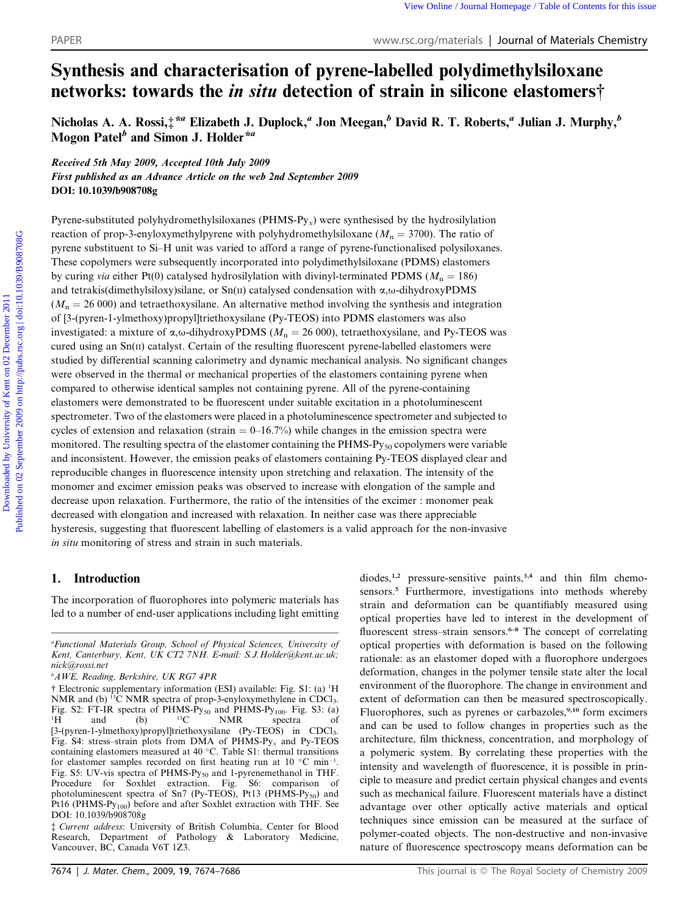# Synthesis and characterisation of pyrene-labelled polydimethylsiloxane networks: towards the *in situ* detection of strain in silicone elastomers†

Nicholas A. A. Rossi,‡[*a] Elizabeth J. Duplock,[a] Jon Meegan,[b] David R. T. Roberts,[a] Julian J. Murphy,[b] Mogon Patel[b] and Simon J. Holder[*a]

*Received 5th May 2009, Accepted 10th July 2009*
*First published as an Advance Article on the web 2nd September 2009*
**DOI: 10.1039/b908708g**

Pyrene-substituted polyhydromethylsiloxanes (PHMS-Py$_x$) were synthesised by the hydrosilylation reaction of prop-3-enyloxymethylpyrene with polyhydromethylsiloxane ($M_n$ = 3700). The ratio of pyrene substituent to Si–H unit was varied to afford a range of pyrene-functionalised polysiloxanes. These copolymers were subsequently incorporated into polydimethylsiloxane (PDMS) elastomers by curing *via* either Pt(0) catalysed hydrosilylation with divinyl-terminated PDMS ($M_n$ = 186) and tetrakis(dimethylsiloxy)silane, or Sn(II) catalysed condensation with α,ω-dihydroxyPDMS ($M_n$ = 26 000) and tetraethoxysilane. An alternative method involving the synthesis and integration of [3-(pyren-1-ylmethoxy)propyl]triethoxysilane (Py-TEOS) into PDMS elastomers was also investigated: a mixture of α,ω-dihydroxyPDMS ($M_n$ = 26 000), tetraethoxysilane, and Py-TEOS was cured using an Sn(II) catalyst. Certain of the resulting fluorescent pyrene-labelled elastomers were studied by differential scanning calorimetry and dynamic mechanical analysis. No significant changes were observed in the thermal or mechanical properties of the elastomers containing pyrene when compared to otherwise identical samples not containing pyrene. All of the pyrene-containing elastomers were demonstrated to be fluorescent under suitable excitation in a photoluminescent spectrometer. Two of the elastomers were placed in a photoluminescence spectrometer and subjected to cycles of extension and relaxation (strain = 0–16.7%) while changes in the emission spectra were monitored. The resulting spectra of the elastomer containing the PHMS-Py$_{50}$ copolymers were variable and inconsistent. However, the emission peaks of elastomers containing Py-TEOS displayed clear and reproducible changes in fluorescence intensity upon stretching and relaxation. The intensity of the monomer and excimer emission peaks was observed to increase with elongation of the sample and decrease upon relaxation. Furthermore, the ratio of the intensities of the excimer : monomer peak decreased with elongation and increased with relaxation. In neither case was there appreciable hysteresis, suggesting that fluorescent labelling of elastomers is a valid approach for the non-invasive *in situ* monitoring of stress and strain in such materials.

## 1. Introduction

The incorporation of fluorophores into polymeric materials has led to a number of end-user applications including light emitting diodes,[1,2] pressure-sensitive paints,[3,4] and thin film chemosensors.[5] Furthermore, investigations into methods whereby strain and deformation can be quantifiably measured using optical properties have led to interest in the development of fluorescent stress–strain sensors.[6–8] The concept of correlating optical properties with deformation is based on the following rationale: as an elastomer doped with a fluorophore undergoes deformation, changes in the polymer tensile state alter the local environment of the fluorophore. The change in environment and extent of deformation can then be measured spectroscopically. Fluorophores, such as pyrenes or carbazoles,[9,10] form excimers and can be used to follow changes in properties such as the architecture, film thickness, concentration, and morphology of a polymeric system. By correlating these properties with the intensity and wavelength of fluorescence, it is possible in principle to measure and predict certain physical changes and events such as mechanical failure. Fluorescent materials have a distinct advantage over other optically active materials and optical techniques since emission can be measured at the surface of polymer-coated objects. The non-destructive and non-invasive nature of fluorescence spectroscopy means deformation can be

---

[a] Functional Materials Group, School of Physical Sciences, University of Kent, Canterbury, Kent, UK CT2 7NH. E-mail: S.J.Holder@kent.ac.uk; nick@rossi.net

[b] AWE, Reading, Berkshire, UK RG7 4PR

† Electronic supplementary information (ESI) available: Fig. S1: (a) $^1$H NMR and (b) $^{13}$C NMR spectra of prop-3-enyloxymethylene in CDCl$_3$. Fig. S2: FT-IR spectra of PHMS-Py$_{50}$ and PHMS-Py$_{100}$. Fig. S3: (a) $^1$H and (b) $^{13}$C NMR spectra of [3-(pyren-1-ylmethoxy)propyl]triethoxysilane (Py-TEOS) in CDCl$_3$. Fig. S4: stress–strain plots from DMA of PHMS-Py$_x$ and Py-TEOS containing elastomers measured at 40 °C. Table S1: thermal transitions for elastomer samples recorded on first heating run at 10 °C min$^{-1}$. Fig. S5: UV-vis spectra of PHMS-Py$_{50}$ and 1-pyrenemethanol in THF. Procedure for Soxhlet extraction. Fig. S6: comparison of photoluminescent spectra of Sn7 (Py-TEOS), Pt13 (PHMS-Py$_{50}$) and Pt16 (PHMS-Py$_{100}$) before and after Soxhlet extraction with THF. See DOI: 10.1039/b908708g

‡ Current address: University of British Columbia, Center for Blood Research, Department of Pathology & Laboratory Medicine, Vancouver, BC, Canada V6T 1Z3.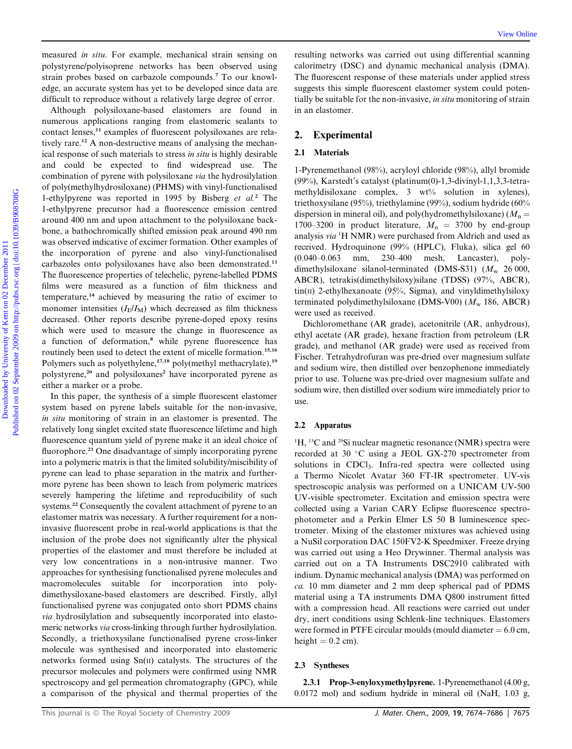measured *in situ*. For example, mechanical strain sensing on polystyrene/polyisoprene networks has been observed using strain probes based on carbazole compounds.[7] To our knowledge, an accurate system has yet to be developed since data are difficult to reproduce without a relatively large degree of error.

Although polysiloxane-based elastomers are found in numerous applications ranging from elastomeric sealants to contact lenses,[11] examples of fluorescent polysiloxanes are relatively rare.[12] A non-destructive means of analysing the mechanical response of such materials to stress *in situ* is highly desirable and could be expected to find widespread use. The combination of pyrene with polysiloxane *via* the hydrosilylation of poly(methylhydrosiloxane) (PHMS) with vinyl-functionalised 1-ethylpyrene was reported in 1995 by Bisberg *et al.*[2] The 1-ethylpyrene precursor had a fluorescence emission centred around 400 nm and upon attachment to the polysiloxane backbone, a bathochromically shifted emission peak around 490 nm was observed indicative of excimer formation. Other examples of the incorporation of pyrene and also vinyl-functionalised carbazoles onto polysiloxanes have also been demonstrated.[13] The fluorescence properties of telechelic, pyrene-labelled PDMS films were measured as a function of film thickness and temperature,[14] achieved by measuring the ratio of excimer to monomer intensities ($I_E/I_M$) which decreased as film thickness decreased. Other reports describe pyrene-doped epoxy resins which were used to measure the change in fluorescence as a function of deformation,[8] while pyrene fluorescence has routinely been used to detect the extent of micelle formation.[15,16] Polymers such as polyethylene,[17,18] poly(methyl methacrylate),[19] polystyrene,[20] and polysiloxanes[2] have incorporated pyrene as either a marker or a probe.

In this paper, the synthesis of a simple fluorescent elastomer system based on pyrene labels suitable for the non-invasive, *in situ* monitoring of strain in an elastomer is presented. The relatively long singlet excited state fluorescence lifetime and high fluorescence quantum yield of pyrene make it an ideal choice of fluorophore.[21] One disadvantage of simply incorporating pyrene into a polymeric matrix is that the limited solubility/miscibility of pyrene can lead to phase separation in the matrix and furthermore pyrene has been shown to leach from polymeric matrices severely hampering the lifetime and reproducibility of such systems.[22] Consequently the covalent attachment of pyrene to an elastomer matrix was necessary. A further requirement for a non-invasive fluorescent probe in real-world applications is that the inclusion of the probe does not significantly alter the physical properties of the elastomer and must therefore be included at very low concentrations in a non-intrusive manner. Two approaches for synthesising functionalised pyrene molecules and macromolecules suitable for incorporation into polydimethysiloxane-based elastomers are described. Firstly, allyl functionalised pyrene was conjugated onto short PDMS chains *via* hydrosilylation and subsequently incorporated into elastomeric networks *via* cross-linking through further hydrosilylation. Secondly, a triethoxysilane functionalised pyrene cross-linker molecule was synthesised and incorporated into elastomeric networks formed using Sn(II) catalysts. The structures of the precursor molecules and polymers were confirmed using NMR spectroscopy and gel permeation chromatography (GPC), while a comparison of the physical and thermal properties of the resulting networks was carried out using differential scanning calorimetry (DSC) and dynamic mechanical analysis (DMA). The fluorescent response of these materials under applied stress suggests this simple fluorescent elastomer system could potentially be suitable for the non-invasive, *in situ* monitoring of strain in an elastomer.

## 2. Experimental

### 2.1 Materials

1-Pyrenemethanol (98%), acryloyl chloride (98%), allyl bromide (99%), Karstedt's catalyst (platinum(0)-1,3-divinyl-1,1,3,3-tetramethyldisiloxane complex, 3 wt% solution in xylenes), triethoxysilane (95%), triethylamine (99%), sodium hydride (60% dispersion in mineral oil), and poly(hydromethylsiloxane) ($M_n$ = 1700–3200 in product literature, $M_n$ = 3700 by end-group analysis *via* $^1$H NMR) were purchased from Aldrich and used as received. Hydroquinone (99% (HPLC), Fluka), silica gel 60 (0.040–0.063 mm, 230–400 mesh, Lancaster), polydimethylsiloxane silanol-terminated (DMS-S31) ($M_w$ 26 000, ABCR), tetrakis(dimethylsiloxy)silane (TDSS) (97%, ABCR), tin(II) 2-ethylhexanoate (95%, Sigma), and vinyldimethylsiloxy terminated polydimethylsiloxane (DMS-V00) ($M_w$ 186, ABCR) were used as received.

Dichloromethane (AR grade), acetonitrile (AR, anhydrous), ethyl acetate (AR grade), hexane fraction from petroleum (LR grade), and methanol (AR grade) were used as received from Fischer. Tetrahydrofuran was pre-dried over magnesium sulfate and sodium wire, then distilled over benzophenone immediately prior to use. Toluene was pre-dried over magnesium sulfate and sodium wire, then distilled over sodium wire immediately prior to use.

### 2.2 Apparatus

$^1$H, $^{13}$C and $^{29}$Si nuclear magnetic resonance (NMR) spectra were recorded at 30 °C using a JEOL GX-270 spectrometer from solutions in $CDCl_3$. Infra-red spectra were collected using a Thermo Nicolet Avatar 360 FT-IR spectrometer. UV-vis spectroscopic analysis was performed on a UNICAM UV-500 UV-visible spectrometer. Excitation and emission spectra were collected using a Varian CARY Eclipse fluorescence spectrophotometer and a Perkin Elmer LS 50 B luminescence spectrometer. Mixing of the elastomer mixtures was achieved using a NuSil corporation DAC 150FV2-K Speedmixer. Freeze drying was carried out using a Heo Drywinner. Thermal analysis was carried out on a TA Instruments DSC2910 calibrated with indium. Dynamic mechanical analysis (DMA) was performed on *ca.* 10 mm diameter and 2 mm deep spherical pad of PDMS material using a TA instruments DMA Q800 instrument fitted with a compression head. All reactions were carried out under dry, inert conditions using Schlenk-line techniques. Elastomers were formed in PTFE circular moulds (mould diameter = 6.0 cm, height = 0.2 cm).

### 2.3 Syntheses

**2.3.1 Prop-3-enyloxymethylpyrene.** 1-Pyrenemethanol (4.00 g, 0.0172 mol) and sodium hydride in mineral oil (NaH, 1.03 g,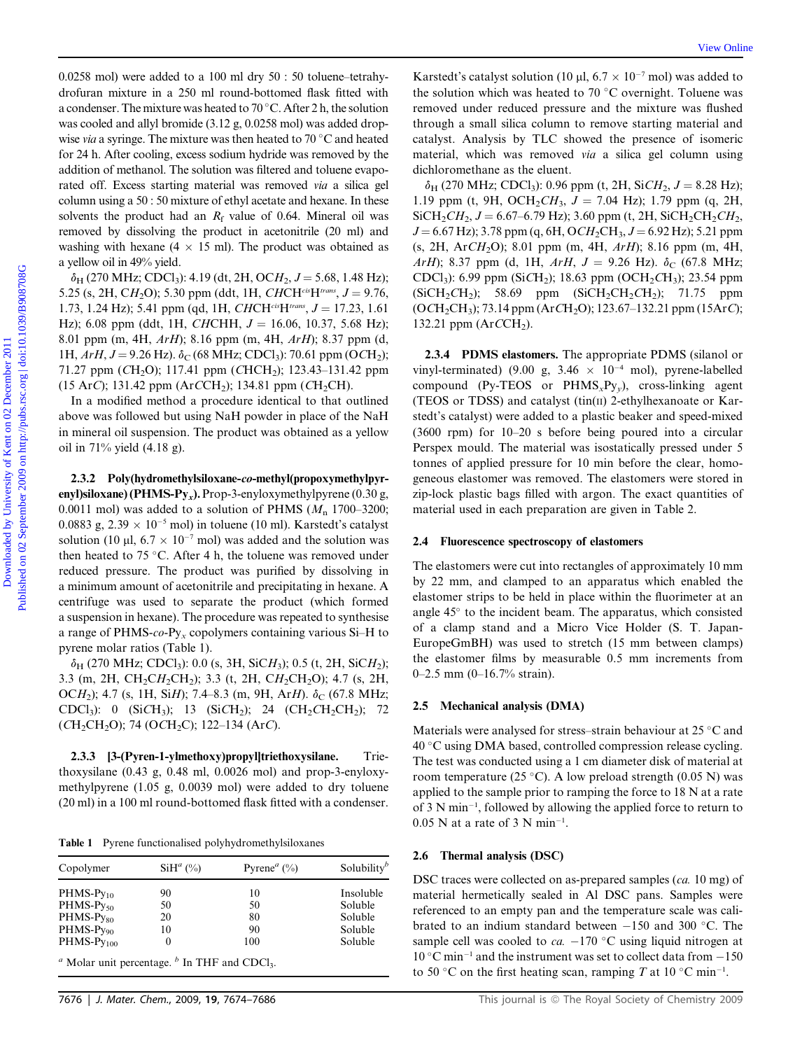0.0258 mol) were added to a 100 ml dry 50 : 50 toluene–tetrahydrofuran mixture in a 250 ml round-bottomed flask fitted with a condenser. The mixture was heated to 70 °C. After 2 h, the solution was cooled and allyl bromide (3.12 g, 0.0258 mol) was added dropwise *via* a syringe. The mixture was then heated to 70 °C and heated for 24 h. After cooling, excess sodium hydride was removed by the addition of methanol. The solution was filtered and toluene evaporated off. Excess starting material was removed *via* a silica gel column using a 50 : 50 mixture of ethyl acetate and hexane. In these solvents the product had an $R_f$ value of 0.64. Mineral oil was removed by dissolving the product in acetonitrile (20 ml) and washing with hexane (4 × 15 ml). The product was obtained as a yellow oil in 49% yield.

$\delta_H$ (270 MHz; CDCl$_3$): 4.19 (dt, 2H, OC$H_2$, $J$ = 5.68, 1.48 Hz); 5.25 (s, 2H, C$H_2$O); 5.30 ppm (ddt, 1H, CHC$H^{cis}$H$^{trans}$, $J$ = 9.76, 1.73, 1.24 Hz); 5.41 ppm (qd, 1H, CHCH$^{cis}$$H^{trans}$, $J$ = 17.23, 1.61 Hz); 6.08 ppm (ddt, 1H, C$H$CHH, $J$ = 16.06, 10.37, 5.68 Hz); 8.01 ppm (m, 4H, Ar$H$); 8.16 ppm (m, 4H, Ar$H$); 8.37 ppm (d, 1H, Ar$H$, $J$ = 9.26 Hz). $\delta_C$ (68 MHz; CDCl$_3$): 70.61 ppm (O$C$H$_2$); 71.27 ppm ($C$H$_2$O); 117.41 ppm (CH$C$H$_2$); 123.43–131.42 ppm (15 Ar$C$); 131.42 ppm (Ar$C$CH$_2$); 134.81 ppm (CH$_2$$C$H).

In a modified method a procedure identical to that outlined above was followed but using NaH powder in place of the NaH in mineral oil suspension. The product was obtained as a yellow oil in 71% yield (4.18 g).

**2.3.2 Poly(hydromethylsiloxane-*co*-methyl(propoxymethylpyrenyl)siloxane) (PHMS-Py$_x$).** Prop-3-enyloxymethylpyrene (0.30 g, 0.0011 mol) was added to a solution of PHMS ($M_n$ 1700–3200; 0.0883 g, 2.39 × 10$^{-5}$ mol) in toluene (10 ml). Karstedt's catalyst solution (10 µl, 6.7 × 10$^{-7}$ mol) was added and the solution was then heated to 75 °C. After 4 h, the toluene was removed under reduced pressure. The product was purified by dissolving in a minimum amount of acetonitrile and precipitating in hexane. A centrifuge was used to separate the product (which formed a suspension in hexane). The procedure was repeated to synthesise a range of PHMS-*co*-Py$_x$ copolymers containing various Si–H to pyrene molar ratios (Table 1).

$\delta_H$ (270 MHz; CDCl$_3$): 0.0 (s, 3H, SiC$H_3$); 0.5 (t, 2H, SiC$H_2$); 3.3 (m, 2H, CH$_2$C$H_2$CH$_2$); 3.3 (t, 2H, C$H_2$CH$_2$O); 4.7 (s, 2H, OC$H_2$); 4.7 (s, 1H, Si$H$); 7.4–8.3 (m, 9H, Ar$H$). $\delta_C$ (67.8 MHz; CDCl$_3$): 0 (Si$C$H$_3$); 13 (Si$C$H$_2$); 24 (CH$_2$$C$H$_2$CH$_2$); 72 ($C$H$_2$CH$_2$O); 74 (O$C$H$_2$C); 122–134 (Ar$C$).

**2.3.3 [3-(Pyren-1-ylmethoxy)propyl]triethoxysilane.** Triethoxysilane (0.43 g, 0.48 ml, 0.0026 mol) and prop-3-enyloxymethylpyrene (1.05 g, 0.0039 mol) were added to dry toluene (20 ml) in a 100 ml round-bottomed flask fitted with a condenser.

**Table 1** Pyrene functionalised polyhydromethylsiloxanes

| Copolymer | SiH[a] (%) | Pyrene[a] (%) | Solubility[b] |
|---|---|---|---|
| PHMS-Py$_{10}$ | 90 | 10 | Insoluble |
| PHMS-Py$_{50}$ | 50 | 50 | Soluble |
| PHMS-Py$_{80}$ | 20 | 80 | Soluble |
| PHMS-Py$_{90}$ | 10 | 90 | Soluble |
| PHMS-Py$_{100}$ | 0 | 100 | Soluble |

[a] Molar unit percentage. [b] In THF and CDCl$_3$.

Karstedt's catalyst solution (10 µl, 6.7 × 10$^{-7}$ mol) was added to the solution which was heated to 70 °C overnight. Toluene was removed under reduced pressure and the mixture was flushed through a small silica column to remove starting material and catalyst. Analysis by TLC showed the presence of isomeric material, which was removed *via* a silica gel column using dichloromethane as the eluent.

$\delta_H$ (270 MHz; CDCl$_3$): 0.96 ppm (t, 2H, SiC$H_2$, $J$ = 8.28 Hz); 1.19 ppm (t, 9H, OCH$_2$C$H_3$, $J$ = 7.04 Hz); 1.79 ppm (q, 2H, SiCH$_2$C$H_2$, $J$ = 6.67–6.79 Hz); 3.60 ppm (t, 2H, SiCH$_2$CH$_2$C$H_2$, $J$ = 6.67 Hz); 3.78 ppm (q, 6H, OC$H_2$CH$_3$, $J$ = 6.92 Hz); 5.21 ppm (s, 2H, ArC$H_2$O); 8.01 ppm (m, 4H, Ar$H$); 8.16 ppm (m, 4H, Ar$H$); 8.37 ppm (d, 1H, Ar$H$, $J$ = 9.26 Hz). $\delta_C$ (67.8 MHz; CDCl$_3$): 6.99 ppm (Si$C$H$_2$); 18.63 ppm (OCH$_2$$C$H$_3$); 23.54 ppm (SiCH$_2$$C$H$_2$); 58.69 ppm (SiCH$_2$CH$_2$$C$H$_2$); 71.75 ppm (O$C$H$_2$CH$_3$); 73.14 ppm (Ar$C$H$_2$O); 123.67–132.21 ppm (15Ar$C$); 132.21 ppm (Ar$C$CH$_2$).

**2.3.4 PDMS elastomers.** The appropriate PDMS (silanol or vinyl-terminated) (9.00 g, 3.46 × 10$^{-4}$ mol), pyrene-labelled compound (Py-TEOS or PHMS$_x$Py$_y$), cross-linking agent (TEOS or TDSS) and catalyst (tin(II) 2-ethylhexanoate or Karstedt's catalyst) were added to a plastic beaker and speed-mixed (3600 rpm) for 10–20 s before being poured into a circular Perspex mould. The material was isostatically pressed under 5 tonnes of applied pressure for 10 min before the clear, homogeneous elastomer was removed. The elastomers were stored in zip-lock plastic bags filled with argon. The exact quantities of material used in each preparation are given in Table 2.

## 2.4 Fluorescence spectroscopy of elastomers

The elastomers were cut into rectangles of approximately 10 mm by 22 mm, and clamped to an apparatus which enabled the elastomer strips to be held in place within the fluorimeter at an angle 45° to the incident beam. The apparatus, which consisted of a clamp stand and a Micro Vice Holder (S. T. Japan-EuropeGmBH) was used to stretch (15 mm between clamps) the elastomer films by measurable 0.5 mm increments from 0–2.5 mm (0–16.7% strain).

## 2.5 Mechanical analysis (DMA)

Materials were analysed for stress–strain behaviour at 25 °C and 40 °C using DMA based, controlled compression release cycling. The test was conducted using a 1 cm diameter disk of material at room temperature (25 °C). A low preload strength (0.05 N) was applied to the sample prior to ramping the force to 18 N at a rate of 3 N min$^{-1}$, followed by allowing the applied force to return to 0.05 N at a rate of 3 N min$^{-1}$.

## 2.6 Thermal analysis (DSC)

DSC traces were collected on as-prepared samples (*ca.* 10 mg) of material hermetically sealed in Al DSC pans. Samples were referenced to an empty pan and the temperature scale was calibrated to an indium standard between −150 and 300 °C. The sample cell was cooled to *ca.* −170 °C using liquid nitrogen at 10 °C min$^{-1}$ and the instrument was set to collect data from −150 to 50 °C on the first heating scan, ramping $T$ at 10 °C min$^{-1}$.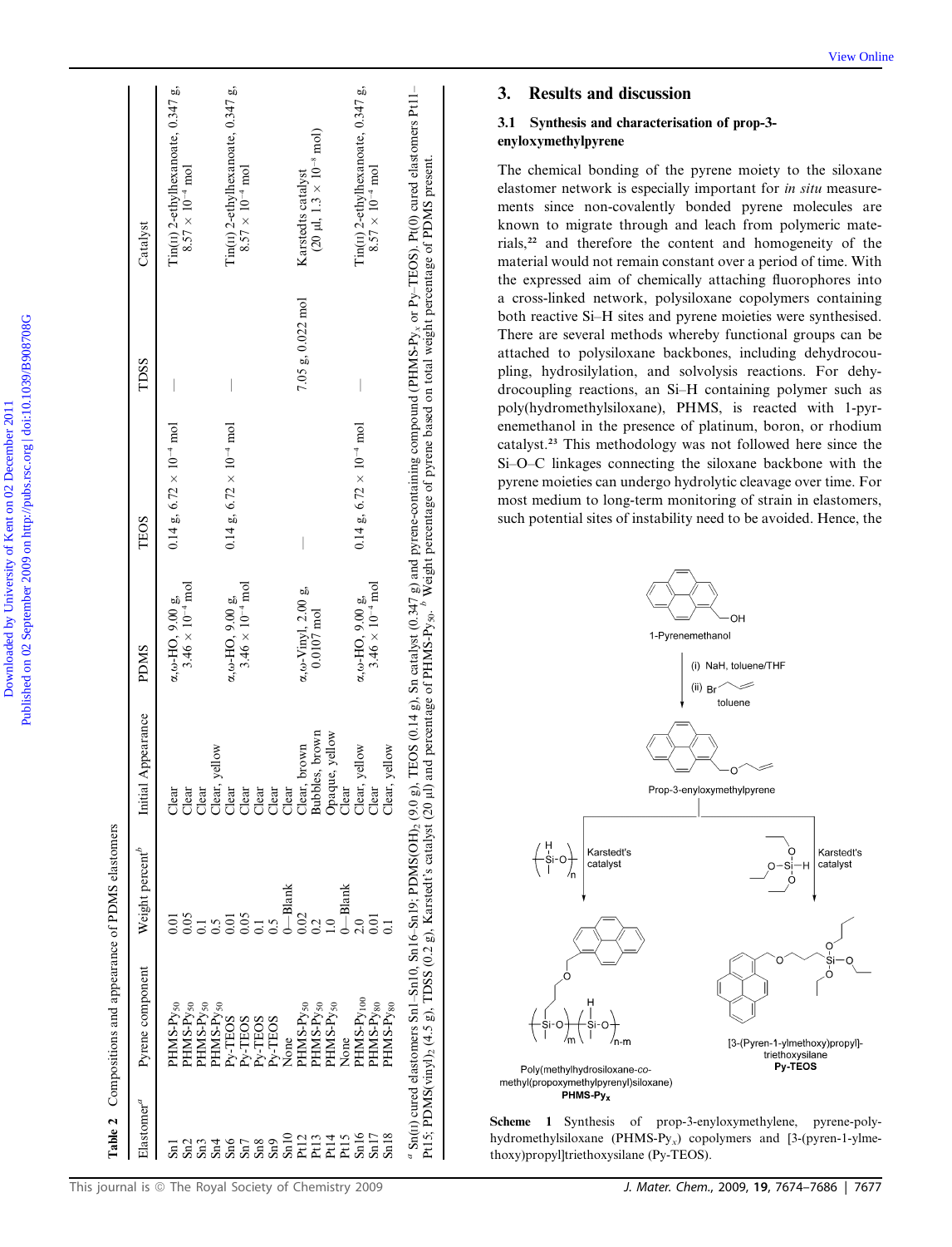**Table 2** Compositions and appearance of PDMS elastomers

| Elastomer[a] | Pyrene component | Weight percent[b] | Initial Appearance | PDMS | TEOS | TDSS | Catalyst |
|---|---|---|---|---|---|---|---|
| Sn1 | PHMS-Py$_{50}$ | 0.01 | Clear | α,ω-HO, 9.00 g, $3.46 \times 10^{-4}$ mol | 0.14 g, $6.72 \times 10^{-4}$ mol | — | Tin(II) 2-ethylhexanoate, 0.347 g, $8.57 \times 10^{-4}$ mol |
| Sn2 | PHMS-Py$_{50}$ | 0.05 | Clear | | | | |
| Sn3 | PHMS-Py$_{50}$ | 0.1 | Clear | | | | |
| Sn4 | PHMS-Py$_{50}$ | 0.5 | Clear, yellow | | | | |
| Sn6 | Py-TEOS | 0.01 | Clear | α,ω-HO, 9.00 g, $3.46 \times 10^{-4}$ mol | 0.14 g, $6.72 \times 10^{-4}$ mol | — | Tin(II) 2-ethylhexanoate, 0.347 g, $8.57 \times 10^{-4}$ mol |
| Sn7 | Py-TEOS | 0.05 | Clear | | | | |
| Sn8 | Py-TEOS | 0.1 | Clear | | | | |
| Sn9 | Py-TEOS | 0.5 | Clear | | | | |
| Sn10 | None | 0—Blank | Clear | | | | |
| Pt12 | PHMS-Py$_{50}$ | 0.02 | Clear, brown | α,ω-Vinyl, 2.00 g, 0.0107 mol | — | 7.05 g, 0.022 mol | Karstedts catalyst (20 μl, $1.3 \times 10^{-8}$ mol) |
| Pt13 | PHMS-Py$_{50}$ | 0.2 | Bubbles, brown | | | | |
| Pt14 | PHMS-Py$_{50}$ | 1.0 | Opaque, yellow | | | | |
| Pt15 | None | 0—Blank | Clear | | | | |
| Sn16 | PHMS-Py$_{100}$ | 2.0 | Clear, yellow | α,ω-HO, 9.00 g, $3.46 \times 10^{-4}$ mol | 0.14 g, $6.72 \times 10^{-4}$ mol | — | Tin(II) 2-ethylhexanoate, 0.347 g, $8.57 \times 10^{-4}$ mol |
| Sn17 | PHMS-Py$_{80}$ | 0.01 | Clear | | | | |
| Sn18 | PHMS-Py$_{80}$ | 0.1 | Clear, yellow | | | | |

[a] Sn(II) cured elastomers Sn1–Sn10, Sn16–Sn19; PDMS(OH)$_2$ (9.0 g), TEOS (0.14 g), Sn catalyst (0.347 g) and pyrene-containing compound (PHMS-Py$_x$ or Py–TEOS). Pt(0) cured elastomers Pt11–Pt15; PDMS(vinyl)$_2$ (4.5 g), TDSS (0.2 g), Karstedt's catalyst (20 μl) and percentage of PHMS-Py$_{50}$. [b] Weight percentage of pyrene based on total weight percentage of PDMS present.

## 3. Results and discussion

### 3.1 Synthesis and characterisation of prop-3-enyloxymethylpyrene

The chemical bonding of the pyrene moiety to the siloxane elastomer network is especially important for *in situ* measurements since non-covalently bonded pyrene molecules are known to migrate through and leach from polymeric materials,[22] and therefore the content and homogeneity of the material would not remain constant over a period of time. With the expressed aim of chemically attaching fluorophores into a cross-linked network, polysiloxane copolymers containing both reactive Si–H sites and pyrene moieties were synthesised. There are several methods whereby functional groups can be attached to polysiloxane backbones, including dehydrocoupling, hydrosilylation, and solvolysis reactions. For dehydrocoupling reactions, an Si–H containing polymer such as poly(hydromethylsiloxane), PHMS, is reacted with 1-pyrenemethanol in the presence of platinum, boron, or rhodium catalyst.[23] This methodology was not followed here since the Si–O–C linkages connecting the siloxane backbone with the pyrene moieties can undergo hydrolytic cleavage over time. For most medium to long-term monitoring of strain in elastomers, such potential sites of instability need to be avoided. Hence, the

**Scheme 1** Synthesis of prop-3-enyloxymethylene, pyrene-polyhydromethylsiloxane (PHMS-Py$_x$) copolymers and [3-(pyren-1-ylmethoxy)propyl]triethoxysilane (Py-TEOS).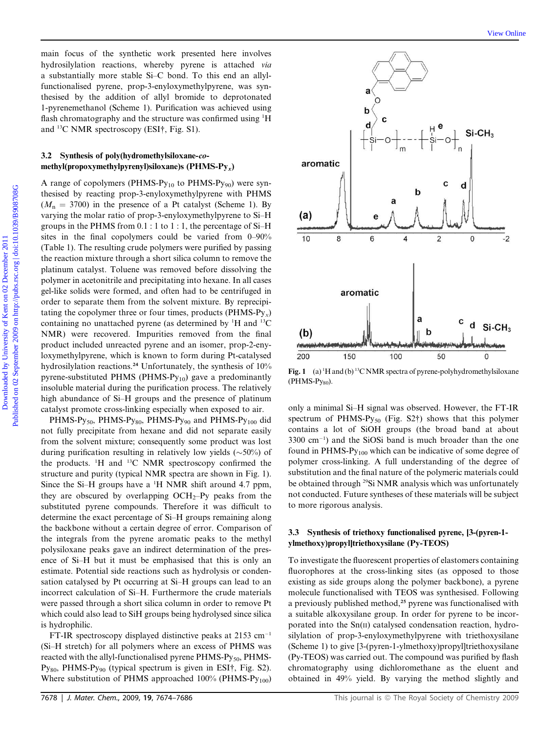main focus of the synthetic work presented here involves hydrosilylation reactions, whereby pyrene is attached *via* a substantially more stable Si–C bond. To this end an allyl-functionalised pyrene, prop-3-enyloxymethylpyrene, was synthesised by the addition of allyl bromide to deprotonated 1-pyrenemethanol (Scheme 1). Purification was achieved using flash chromatography and the structure was confirmed using $^{1}H$ and $^{13}C$ NMR spectroscopy (ESI†, Fig. S1).

### 3.2 Synthesis of poly(hydromethylsiloxane-*co*-methyl(propoxymethylpyrenyl)siloxane)s (PHMS-Py$_x$)

A range of copolymers (PHMS-Py$_{10}$ to PHMS-Py$_{90}$) were synthesised by reacting prop-3-enyloxymethylpyrene with PHMS ($M_n$ = 3700) in the presence of a Pt catalyst (Scheme 1). By varying the molar ratio of prop-3-enyloxymethylpyrene to Si–H groups in the PHMS from 0.1 : 1 to 1 : 1, the percentage of Si–H sites in the final copolymers could be varied from 0–90% (Table 1). The resulting crude polymers were purified by passing the reaction mixture through a short silica column to remove the platinum catalyst. Toluene was removed before dissolving the polymer in acetonitrile and precipitating into hexane. In all cases gel-like solids were formed, and often had to be centrifuged in order to separate them from the solvent mixture. By reprecipitating the copolymer three or four times, products (PHMS-Py$_x$) containing no unattached pyrene (as determined by $^{1}H$ and $^{13}C$ NMR) were recovered. Impurities removed from the final product included unreacted pyrene and an isomer, prop-2-enyloxymethylpyrene, which is known to form during Pt-catalysed hydrosilylation reactions.[24] Unfortunately, the synthesis of 10% pyrene-substituted PHMS (PHMS-Py$_{10}$) gave a predominantly insoluble material during the purification process. The relatively high abundance of Si–H groups and the presence of platinum catalyst promote cross-linking especially when exposed to air.

PHMS-Py$_{50}$, PHMS-Py$_{80}$, PHMS-Py$_{90}$ and PHMS-Py$_{100}$ did not fully precipitate from hexane and did not separate easily from the solvent mixture; consequently some product was lost during purification resulting in relatively low yields (~50%) of the products. $^{1}H$ and $^{13}C$ NMR spectroscopy confirmed the structure and purity (typical NMR spectra are shown in Fig. 1). Since the Si–H groups have a $^{1}H$ NMR shift around 4.7 ppm, they are obscured by overlapping $OCH_2$–Py peaks from the substituted pyrene compounds. Therefore it was difficult to determine the exact percentage of Si–H groups remaining along the backbone without a certain degree of error. Comparison of the integrals from the pyrene aromatic peaks to the methyl polysiloxane peaks gave an indirect determination of the presence of Si–H but it must be emphasised that this is only an estimate. Potential side reactions such as hydrolysis or condensation catalysed by Pt occurring at Si–H groups can lead to an incorrect calculation of Si–H. Furthermore the crude materials were passed through a short silica column in order to remove Pt which could also lead to SiH groups being hydrolysed since silica is hydrophilic.

FT-IR spectroscopy displayed distinctive peaks at 2153 cm$^{-1}$ (Si–H stretch) for all polymers where an excess of PHMS was reacted with the allyl-functionalised pyrene PHMS-Py$_{50}$, PHMS-Py$_{80}$, PHMS-Py$_{90}$ (typical spectrum is given in ESI†, Fig. S2). Where substitution of PHMS approached 100% (PHMS-Py$_{100}$) only a minimal Si–H signal was observed. However, the FT-IR spectrum of PHMS-Py$_{50}$ (Fig. S2†) shows that this polymer contains a lot of SiOH groups (the broad band at about 3300 cm$^{-1}$) and the SiOSi band is much broader than the one found in PHMS-Py$_{100}$ which can be indicative of some degree of polymer cross-linking. A full understanding of the degree of substitution and the final nature of the polymeric materials could be obtained through $^{29}Si$ NMR analysis which was unfortunately not conducted. Future syntheses of these materials will be subject to more rigorous analysis.

Fig. 1 (a) $^{1}H$ and (b) $^{13}C$ NMR spectra of pyrene-polyhydromethylsiloxane (PHMS-Py$_{80}$).

### 3.3 Synthesis of triethoxy functionalised pyrene, [3-(pyren-1-ylmethoxy)propyl]triethoxysilane (Py-TEOS)

To investigate the fluorescent properties of elastomers containing fluorophores at the cross-linking sites (as opposed to those existing as side groups along the polymer backbone), a pyrene molecule functionalised with TEOS was synthesised. Following a previously published method,[25] pyrene was functionalised with a suitable alkoxysilane group. In order for pyrene to be incorporated into the Sn(II) catalysed condensation reaction, hydrosilylation of prop-3-enyloxymethylpyrene with triethoxysilane (Scheme 1) to give [3-(pyren-1-ylmethoxy)propyl]triethoxysilane (Py-TEOS) was carried out. The compound was purified by flash chromatography using dichloromethane as the eluent and obtained in 49% yield. By varying the method slightly and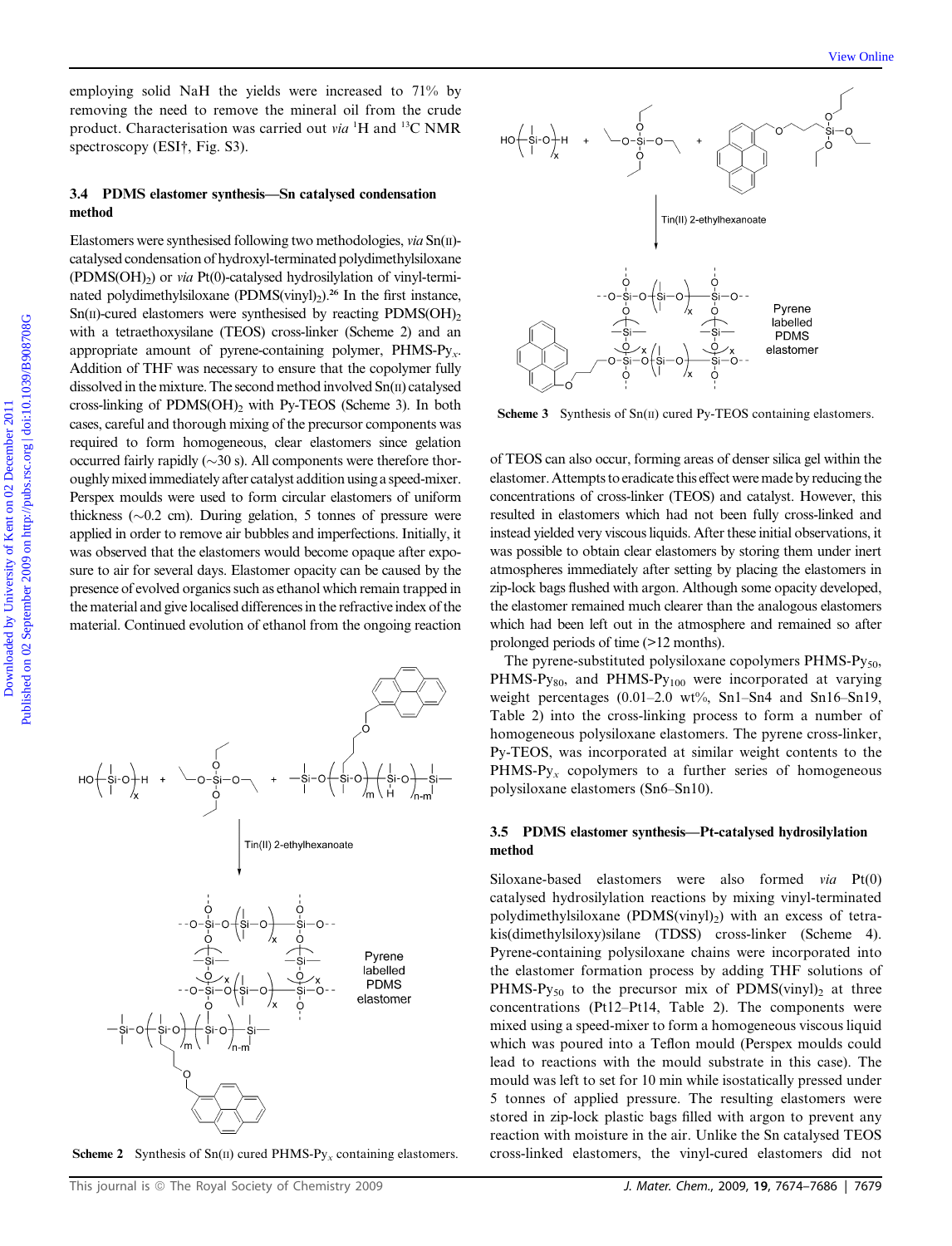employing solid NaH the yields were increased to 71% by removing the need to remove the mineral oil from the crude product. Characterisation was carried out *via* $^{1}H$ and $^{13}C$ NMR spectroscopy (ESI†, Fig. S3).

### 3.4 PDMS elastomer synthesis—Sn catalysed condensation method

Elastomers were synthesised following two methodologies, *via* Sn(II)-catalysed condensation of hydroxyl-terminated polydimethylsiloxane ($PDMS(OH)_2$) or *via* Pt(0)-catalysed hydrosilylation of vinyl-terminated polydimethylsiloxane ($PDMS(vinyl)_2$).[26] In the first instance, Sn(II)-cured elastomers were synthesised by reacting $PDMS(OH)_2$ with a tetraethoxysilane (TEOS) cross-linker (Scheme 2) and an appropriate amount of pyrene-containing polymer, PHMS-Py$_x$. Addition of THF was necessary to ensure that the copolymer fully dissolved in the mixture. The second method involved Sn(II) catalysed cross-linking of $PDMS(OH)_2$ with Py-TEOS (Scheme 3). In both cases, careful and thorough mixing of the precursor components was required to form homogeneous, clear elastomers since gelation occurred fairly rapidly (~30 s). All components were therefore thoroughly mixed immediately after catalyst addition using a speed-mixer. Perspex moulds were used to form circular elastomers of uniform thickness (~0.2 cm). During gelation, 5 tonnes of pressure were applied in order to remove air bubbles and imperfections. Initially, it was observed that the elastomers would become opaque after exposure to air for several days. Elastomer opacity can be caused by the presence of evolved organics such as ethanol which remain trapped in the material and give localised differences in the refractive index of the material. Continued evolution of ethanol from the ongoing reaction

Scheme 2 Synthesis of Sn(II) cured PHMS-Py$_x$ containing elastomers.

Scheme 3 Synthesis of Sn(II) cured Py-TEOS containing elastomers.

of TEOS can also occur, forming areas of denser silica gel within the elastomer. Attempts to eradicate this effect were made by reducing the concentrations of cross-linker (TEOS) and catalyst. However, this resulted in elastomers which had not been fully cross-linked and instead yielded very viscous liquids. After these initial observations, it was possible to obtain clear elastomers by storing them under inert atmospheres immediately after setting by placing the elastomers in zip-lock bags flushed with argon. Although some opacity developed, the elastomer remained much clearer than the analogous elastomers which had been left out in the atmosphere and remained so after prolonged periods of time (>12 months).

The pyrene-substituted polysiloxane copolymers PHMS-Py$_{50}$, PHMS-Py$_{80}$, and PHMS-Py$_{100}$ were incorporated at varying weight percentages (0.01–2.0 wt%, Sn1–Sn4 and Sn16–Sn19, Table 2) into the cross-linking process to form a number of homogeneous polysiloxane elastomers. The pyrene cross-linker, Py-TEOS, was incorporated at similar weight contents to the PHMS-Py$_x$ copolymers to a further series of homogeneous polysiloxane elastomers (Sn6–Sn10).

### 3.5 PDMS elastomer synthesis—Pt-catalysed hydrosilylation method

Siloxane-based elastomers were also formed *via* Pt(0) catalysed hydrosilylation reactions by mixing vinyl-terminated polydimethylsiloxane ($PDMS(vinyl)_2$) with an excess of tetrakis(dimethylsiloxy)silane (TDSS) cross-linker (Scheme 4). Pyrene-containing polysiloxane chains were incorporated into the elastomer formation process by adding THF solutions of PHMS-Py$_{50}$ to the precursor mix of $PDMS(vinyl)_2$ at three concentrations (Pt12–Pt14, Table 2). The components were mixed using a speed-mixer to form a homogeneous viscous liquid which was poured into a Teflon mould (Perspex moulds could lead to reactions with the mould substrate in this case). The mould was left to set for 10 min while isostatically pressed under 5 tonnes of applied pressure. The resulting elastomers were stored in zip-lock plastic bags filled with argon to prevent any reaction with moisture in the air. Unlike the Sn catalysed TEOS cross-linked elastomers, the vinyl-cured elastomers did not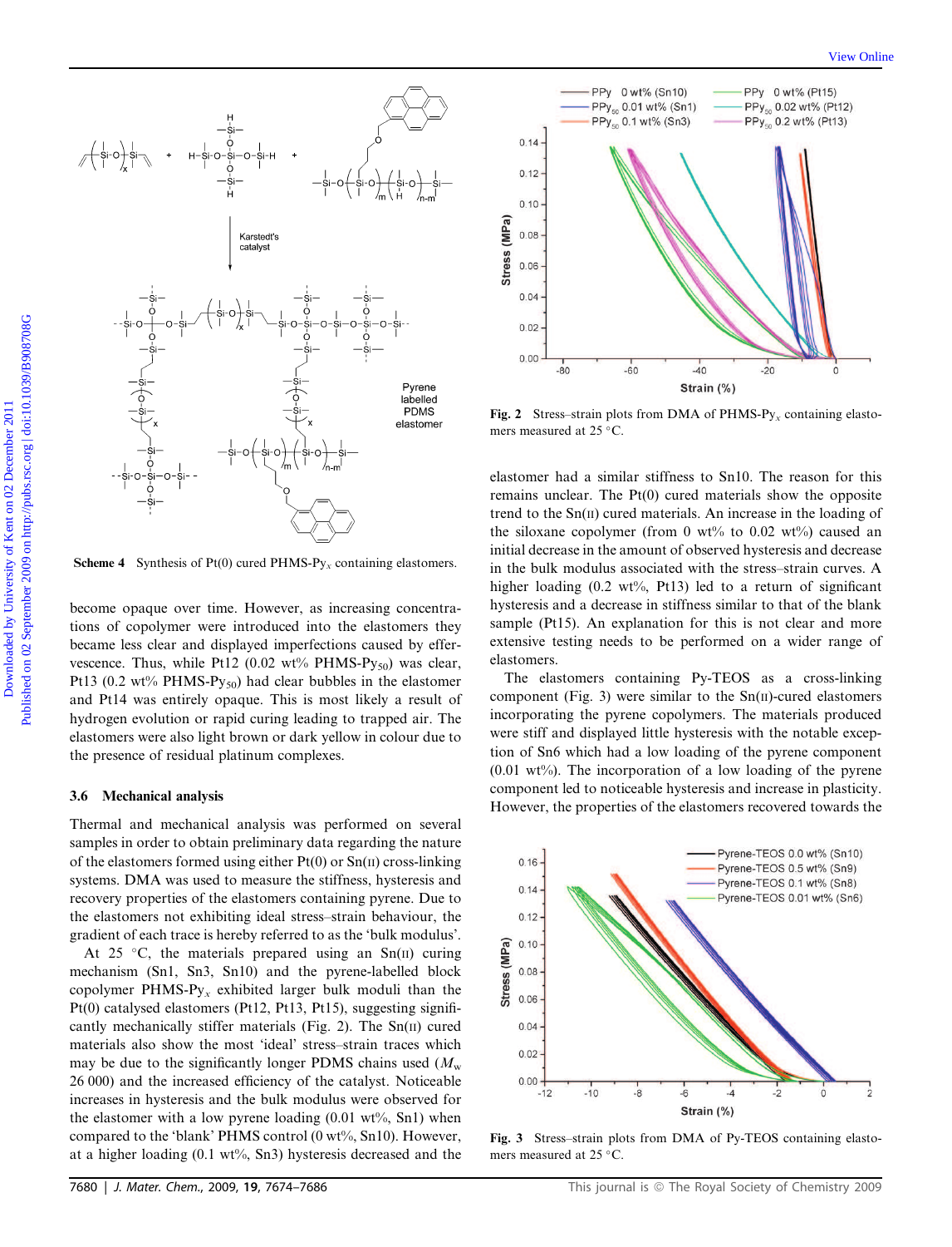Scheme 4 Synthesis of Pt(0) cured PHMS-$Py_x$ containing elastomers.

become opaque over time. However, as increasing concentrations of copolymer were introduced into the elastomers they became less clear and displayed imperfections caused by effervescence. Thus, while Pt12 (0.02 wt% PHMS-$Py_{50}$) was clear, Pt13 (0.2 wt% PHMS-$Py_{50}$) had clear bubbles in the elastomer and Pt14 was entirely opaque. This is most likely a result of hydrogen evolution or rapid curing leading to trapped air. The elastomers were also light brown or dark yellow in colour due to the presence of residual platinum complexes.

### 3.6 Mechanical analysis

Thermal and mechanical analysis was performed on several samples in order to obtain preliminary data regarding the nature of the elastomers formed using either Pt(0) or Sn(II) cross-linking systems. DMA was used to measure the stiffness, hysteresis and recovery properties of the elastomers containing pyrene. Due to the elastomers not exhibiting ideal stress–strain behaviour, the gradient of each trace is hereby referred to as the 'bulk modulus'.

At 25 °C, the materials prepared using an Sn(II) curing mechanism (Sn1, Sn3, Sn10) and the pyrene-labelled block copolymer PHMS-$Py_x$ exhibited larger bulk moduli than the Pt(0) catalysed elastomers (Pt12, Pt13, Pt15), suggesting significantly mechanically stiffer materials (Fig. 2). The Sn(II) cured materials also show the most 'ideal' stress–strain traces which may be due to the significantly longer PDMS chains used ($M_w$ 26 000) and the increased efficiency of the catalyst. Noticeable increases in hysteresis and the bulk modulus were observed for the elastomer with a low pyrene loading (0.01 wt%, Sn1) when compared to the 'blank' PHMS control (0 wt%, Sn10). However, at a higher loading (0.1 wt%, Sn3) hysteresis decreased and the elastomer had a similar stiffness to Sn10. The reason for this remains unclear. The Pt(0) cured materials show the opposite trend to the Sn(II) cured materials. An increase in the loading of the siloxane copolymer (from 0 wt% to 0.02 wt%) caused an initial decrease in the amount of observed hysteresis and decrease in the bulk modulus associated with the stress–strain curves. A higher loading (0.2 wt%, Pt13) led to a return of significant hysteresis and a decrease in stiffness similar to that of the blank sample (Pt15). An explanation for this is not clear and more extensive testing needs to be performed on a wider range of elastomers.

Fig. 2 Stress–strain plots from DMA of PHMS-$Py_x$ containing elastomers measured at 25 °C.

The elastomers containing Py-TEOS as a cross-linking component (Fig. 3) were similar to the Sn(II)-cured elastomers incorporating the pyrene copolymers. The materials produced were stiff and displayed little hysteresis with the notable exception of Sn6 which had a low loading of the pyrene component (0.01 wt%). The incorporation of a low loading of the pyrene component led to noticeable hysteresis and increase in plasticity. However, the properties of the elastomers recovered towards the

Fig. 3 Stress–strain plots from DMA of Py-TEOS containing elastomers measured at 25 °C.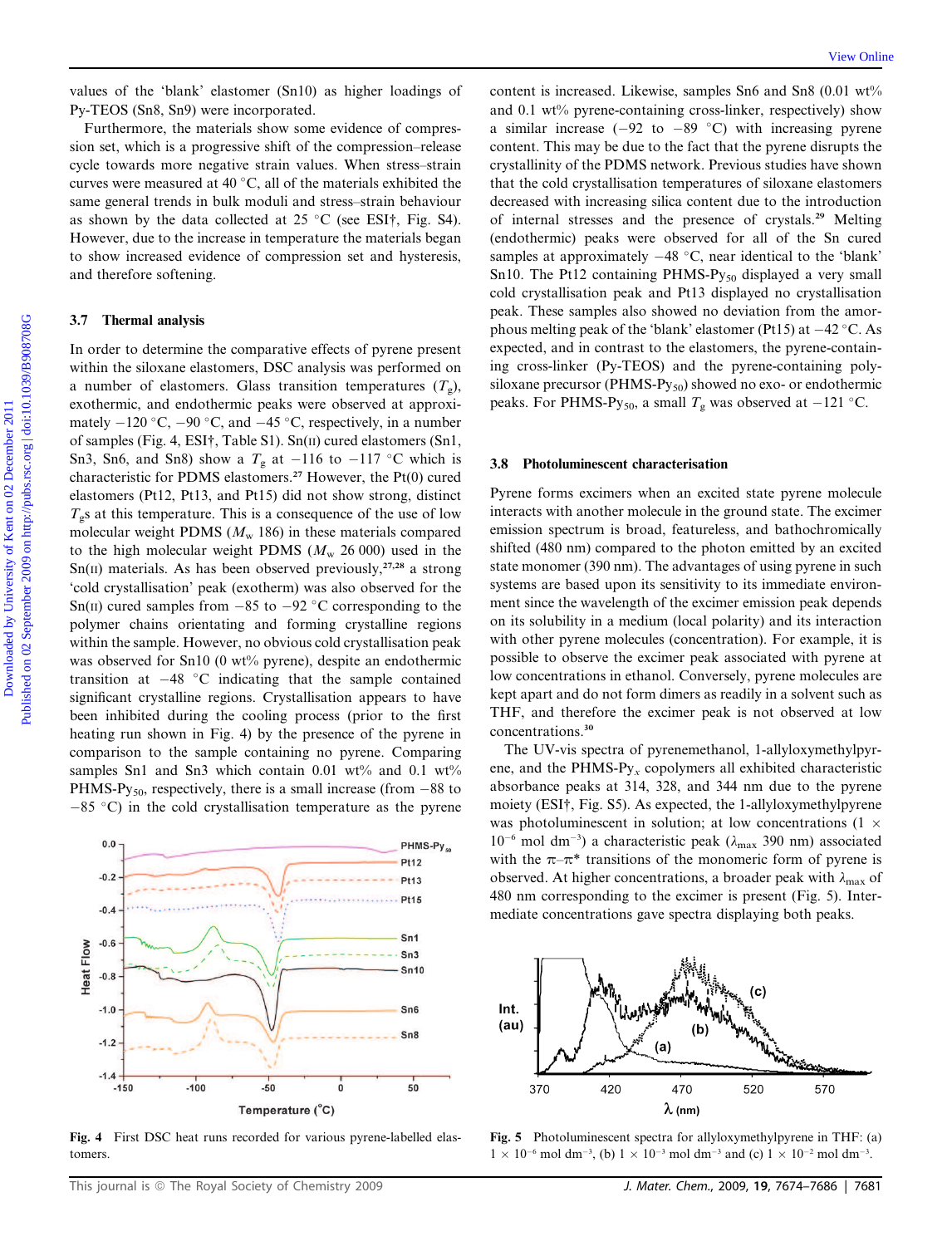values of the 'blank' elastomer (Sn10) as higher loadings of Py-TEOS (Sn8, Sn9) were incorporated.

Furthermore, the materials show some evidence of compression set, which is a progressive shift of the compression–release cycle towards more negative strain values. When stress–strain curves were measured at 40 °C, all of the materials exhibited the same general trends in bulk moduli and stress–strain behaviour as shown by the data collected at 25 °C (see ESI†, Fig. S4). However, due to the increase in temperature the materials began to show increased evidence of compression set and hysteresis, and therefore softening.

### 3.7 Thermal analysis

In order to determine the comparative effects of pyrene present within the siloxane elastomers, DSC analysis was performed on a number of elastomers. Glass transition temperatures ($T_g$), exothermic, and endothermic peaks were observed at approximately −120 °C, −90 °C, and −45 °C, respectively, in a number of samples (Fig. 4, ESI†, Table S1). Sn(II) cured elastomers (Sn1, Sn3, Sn6, and Sn8) show a $T_g$ at −116 to −117 °C which is characteristic for PDMS elastomers.[27] However, the Pt(0) cured elastomers (Pt12, Pt13, and Pt15) did not show strong, distinct $T_g$s at this temperature. This is a consequence of the use of low molecular weight PDMS ($M_w$ 186) in these materials compared to the high molecular weight PDMS ($M_w$ 26 000) used in the Sn(II) materials. As has been observed previously,[27,28] a strong 'cold crystallisation' peak (exotherm) was also observed for the Sn(II) cured samples from −85 to −92 °C corresponding to the polymer chains orientating and forming crystalline regions within the sample. However, no obvious cold crystallisation peak was observed for Sn10 (0 wt% pyrene), despite an endothermic transition at −48 °C indicating that the sample contained significant crystalline regions. Crystallisation appears to have been inhibited during the cooling process (prior to the first heating run shown in Fig. 4) by the presence of the pyrene in comparison to the sample containing no pyrene. Comparing samples Sn1 and Sn3 which contain 0.01 and 0.1 wt% PHMS-Py$_{50}$, respectively, there is a small increase (from −88 to −85 °C) in the cold crystallisation temperature as the pyrene content is increased. Likewise, samples Sn6 and Sn8 (0.01 wt% and 0.1 wt% pyrene-containing cross-linker, respectively) show a similar increase (−92 to −89 °C) with increasing pyrene content. This may be due to the fact that the pyrene disrupts the crystallinity of the PDMS network. Previous studies have shown that the cold crystallisation temperatures of siloxane elastomers decreased with increasing silica content due to the introduction of internal stresses and the presence of crystals.[29] Melting (endothermic) peaks were observed for all of the Sn cured samples at approximately −48 °C, near identical to the 'blank' Sn10. The Pt12 containing PHMS-Py$_{50}$ displayed a very small cold crystallisation peak and Pt13 displayed no crystallisation peak. These samples also showed no deviation from the amorphous melting peak of the 'blank' elastomer (Pt15) at −42 °C. As expected, and in contrast to the elastomers, the pyrene-containing cross-linker (Py-TEOS) and the pyrene-containing polysiloxane precursor (PHMS-Py$_{50}$) showed no exo- or endothermic peaks. For PHMS-Py$_{50}$, a small $T_g$ was observed at −121 °C.

Fig. 4 First DSC heat runs recorded for various pyrene-labelled elastomers.

### 3.8 Photoluminescent characterisation

Pyrene forms excimers when an excited state pyrene molecule interacts with another molecule in the ground state. The excimer emission spectrum is broad, featureless, and bathochromically shifted (480 nm) compared to the photon emitted by an excited state monomer (390 nm). The advantages of using pyrene in such systems are based upon its sensitivity to its immediate environment since the wavelength of the excimer emission peak depends on its solubility in a medium (local polarity) and its interaction with other pyrene molecules (concentration). For example, it is possible to observe the excimer peak associated with pyrene at low concentrations in ethanol. Conversely, pyrene molecules are kept apart and do not form dimers as readily in a solvent such as THF, and therefore the excimer peak is not observed at low concentrations.[30]

The UV-vis spectra of pyrenemethanol, 1-allyloxymethylpyrene, and the PHMS-Py$_x$ copolymers all exhibited characteristic absorbance peaks at 314, 328, and 344 nm due to the pyrene moiety (ESI†, Fig. S5). As expected, the 1-allyloxymethylpyrene was photoluminescent in solution; at low concentrations ($1 \times 10^{-6}$ mol dm$^{-3}$) a characteristic peak ($\lambda_{max}$ 390 nm) associated with the π–π* transitions of the monomeric form of pyrene is observed. At higher concentrations, a broader peak with $\lambda_{max}$ of 480 nm corresponding to the excimer is present (Fig. 5). Intermediate concentrations gave spectra displaying both peaks.

Fig. 5 Photoluminescent spectra for allyloxymethylpyrene in THF: (a) $1 \times 10^{-6}$ mol dm$^{-3}$, (b) $1 \times 10^{-3}$ mol dm$^{-3}$ and (c) $1 \times 10^{-2}$ mol dm$^{-3}$.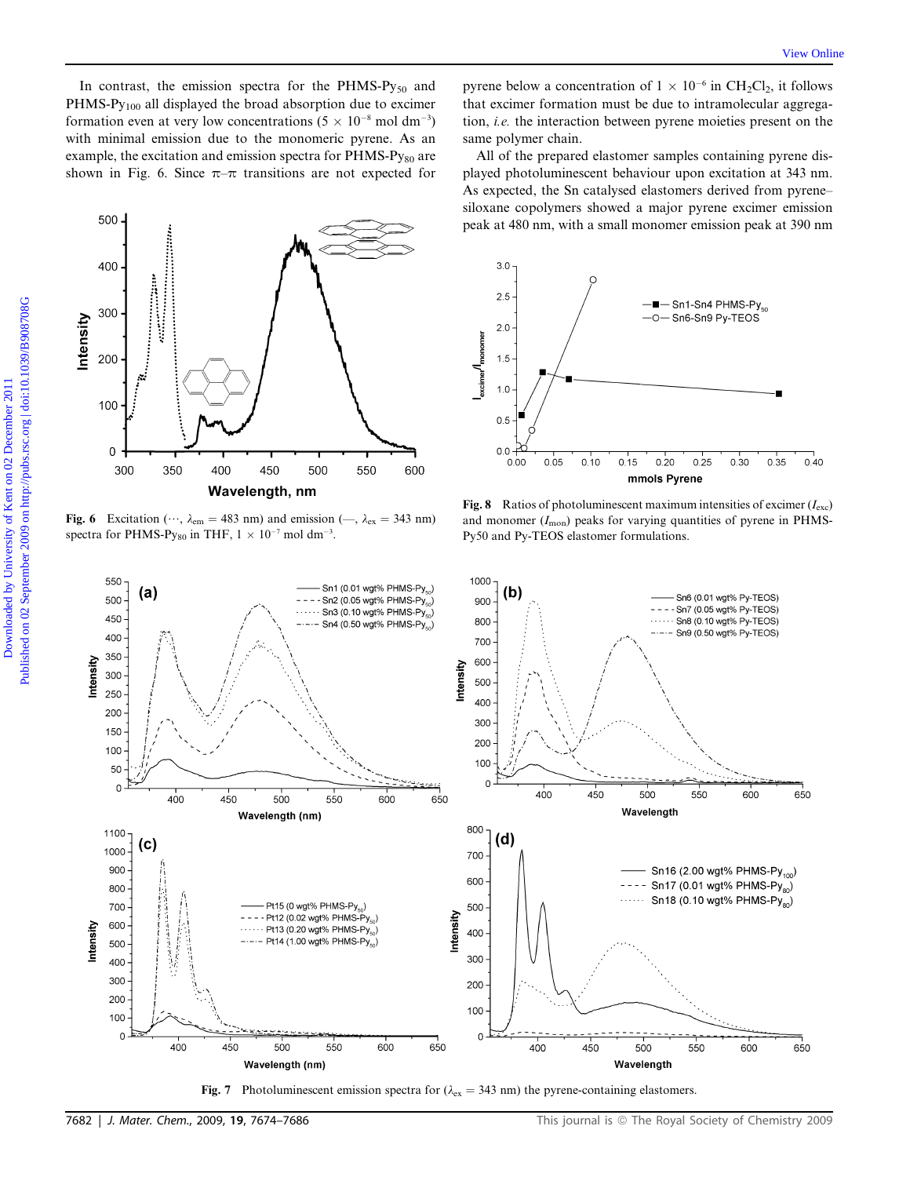In contrast, the emission spectra for the PHMS-$Py_{50}$ and PHMS-$Py_{100}$ all displayed the broad absorption due to excimer formation even at very low concentrations ($5 \times 10^{-8}$ mol $dm^{-3}$) with minimal emission due to the monomeric pyrene. As an example, the excitation and emission spectra for PHMS-$Py_{80}$ are shown in Fig. 6. Since π–π transitions are not expected for pyrene below a concentration of $1 \times 10^{-6}$ in $CH_2Cl_2$, it follows that excimer formation must be due to intramolecular aggregation, *i.e.* the interaction between pyrene moieties present on the same polymer chain.

All of the prepared elastomer samples containing pyrene displayed photoluminescent behaviour upon excitation at 343 nm. As expected, the Sn catalysed elastomers derived from pyrene–siloxane copolymers showed a major pyrene excimer emission peak at 480 nm, with a small monomer emission peak at 390 nm

**Fig. 6** Excitation (···, $\lambda_{em}$ = 483 nm) and emission (—, $\lambda_{ex}$ = 343 nm) spectra for PHMS-$Py_{80}$ in THF, $1 \times 10^{-7}$ mol $dm^{-3}$.

**Fig. 8** Ratios of photoluminescent maximum intensities of excimer ($I_{exc}$) and monomer ($I_{mon}$) peaks for varying quantities of pyrene in PHMS-Py50 and Py-TEOS elastomer formulations.

**Fig. 7** Photoluminescent emission spectra for ($\lambda_{ex}$ = 343 nm) the pyrene-containing elastomers.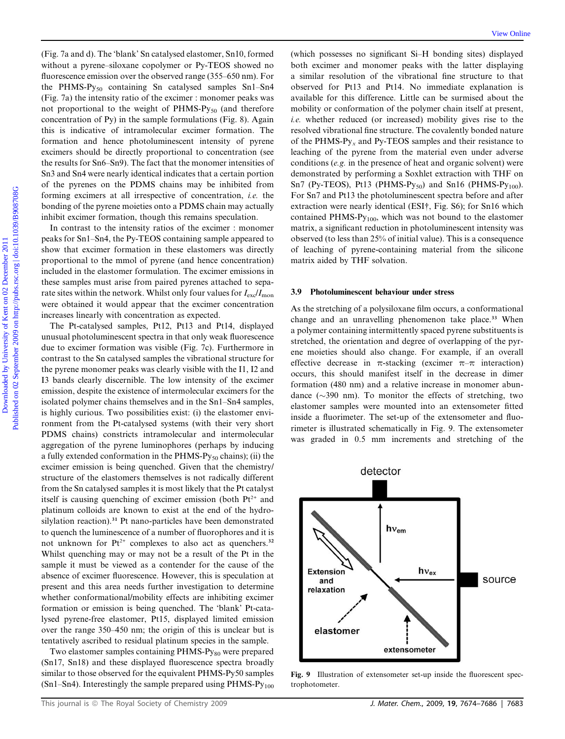(Fig. 7a and d). The 'blank' Sn catalysed elastomer, Sn10, formed without a pyrene–siloxane copolymer or Py-TEOS showed no fluorescence emission over the observed range (355–650 nm). For the PHMS-$Py_{50}$ containing Sn catalysed samples Sn1–Sn4 (Fig. 7a) the intensity ratio of the excimer : monomer peaks was not proportional to the weight of PHMS-$Py_{50}$ (and therefore concentration of Py) in the sample formulations (Fig. 8). Again this is indicative of intramolecular excimer formation. The formation and hence photoluminescent intensity of pyrene excimers should be directly proportional to concentration (see the results for Sn6–Sn9). The fact that the monomer intensities of Sn3 and Sn4 were nearly identical indicates that a certain portion of the pyrenes on the PDMS chains may be inhibited from forming excimers at all irrespective of concentration, *i.e.* the bonding of the pyrene moieties onto a PDMS chain may actually inhibit excimer formation, though this remains speculation.

In contrast to the intensity ratios of the excimer : monomer peaks for Sn1–Sn4, the Py-TEOS containing sample appeared to show that excimer formation in these elastomers was directly proportional to the mmol of pyrene (and hence concentration) included in the elastomer formulation. The excimer emissions in these samples must arise from paired pyrenes attached to separate sites within the network. Whilst only four values for $I_{exc}/I_{mon}$ were obtained it would appear that the excimer concentration increases linearly with concentration as expected.

The Pt-catalysed samples, Pt12, Pt13 and Pt14, displayed unusual photoluminescent spectra in that only weak fluorescence due to excimer formation was visible (Fig. 7c). Furthermore in contrast to the Sn catalysed samples the vibrational structure for the pyrene monomer peaks was clearly visible with the I1, I2 and I3 bands clearly discernible. The low intensity of the excimer emission, despite the existence of intermolecular excimers for the isolated polymer chains themselves and in the Sn1–Sn4 samples, is highly curious. Two possibilities exist: (i) the elastomer environment from the Pt-catalysed systems (with their very short PDMS chains) constricts intramolecular and intermolecular aggregation of the pyrene luminophores (perhaps by inducing a fully extended conformation in the PHMS-$Py_{50}$ chains); (ii) the excimer emission is being quenched. Given that the chemistry/structure of the elastomers themselves is not radically different from the Sn catalysed samples it is most likely that the Pt catalyst itself is causing quenching of excimer emission (both $Pt^{2+}$ and platinum colloids are known to exist at the end of the hydrosilylation reaction).[31] Pt nano-particles have been demonstrated to quench the luminescence of a number of fluorophores and it is not unknown for $Pt^{2+}$ complexes to also act as quenchers.[32] Whilst quenching may or may not be a result of the Pt in the sample it must be viewed as a contender for the cause of the absence of excimer fluorescence. However, this is speculation at present and this area needs further investigation to determine whether conformational/mobility effects are inhibiting excimer formation or emission is being quenched. The 'blank' Pt-catalysed pyrene-free elastomer, Pt15, displayed limited emission over the range 350–450 nm; the origin of this is unclear but is tentatively ascribed to residual platinum species in the sample.

Two elastomer samples containing PHMS-$Py_{80}$ were prepared (Sn17, Sn18) and these displayed fluorescence spectra broadly similar to those observed for the equivalent PHMS-Py50 samples (Sn1–Sn4). Interestingly the sample prepared using PHMS-$Py_{100}$ (which possesses no significant Si–H bonding sites) displayed both excimer and monomer peaks with the latter displaying a similar resolution of the vibrational fine structure to that observed for Pt13 and Pt14. No immediate explanation is available for this difference. Little can be surmised about the mobility or conformation of the polymer chain itself at present, *i.e.* whether reduced (or increased) mobility gives rise to the resolved vibrational fine structure. The covalently bonded nature of the PHMS-$Py_x$ and Py-TEOS samples and their resistance to leaching of the pyrene from the material even under adverse conditions (*e.g.* in the presence of heat and organic solvent) were demonstrated by performing a Soxhlet extraction with THF on Sn7 (Py-TEOS), Pt13 (PHMS-$Py_{50}$) and Sn16 (PHMS-$Py_{100}$). For Sn7 and Pt13 the photoluminescent spectra before and after extraction were nearly identical (ESI†, Fig. S6); for Sn16 which contained PHMS-$Py_{100}$, which was not bound to the elastomer matrix, a significant reduction in photoluminescent intensity was observed (to less than 25% of initial value). This is a consequence of leaching of pyrene-containing material from the silicone matrix aided by THF solvation.

### 3.9 Photoluminescent behaviour under stress

As the stretching of a polysiloxane film occurs, a conformational change and an unravelling phenomenon take place.[33] When a polymer containing intermittently spaced pyrene substituents is stretched, the orientation and degree of overlapping of the pyrene moieties should also change. For example, if an overall effective decrease in π-stacking (excimer π–π interaction) occurs, this should manifest itself in the decrease in dimer formation (480 nm) and a relative increase in monomer abundance (~390 nm). To monitor the effects of stretching, two elastomer samples were mounted into an extensometer fitted inside a fluorimeter. The set-up of the extensometer and fluorimeter is illustrated schematically in Fig. 9. The extensometer was graded in 0.5 mm increments and stretching of the

Fig. 9 Illustration of extensometer set-up inside the fluorescent spectrophotometer.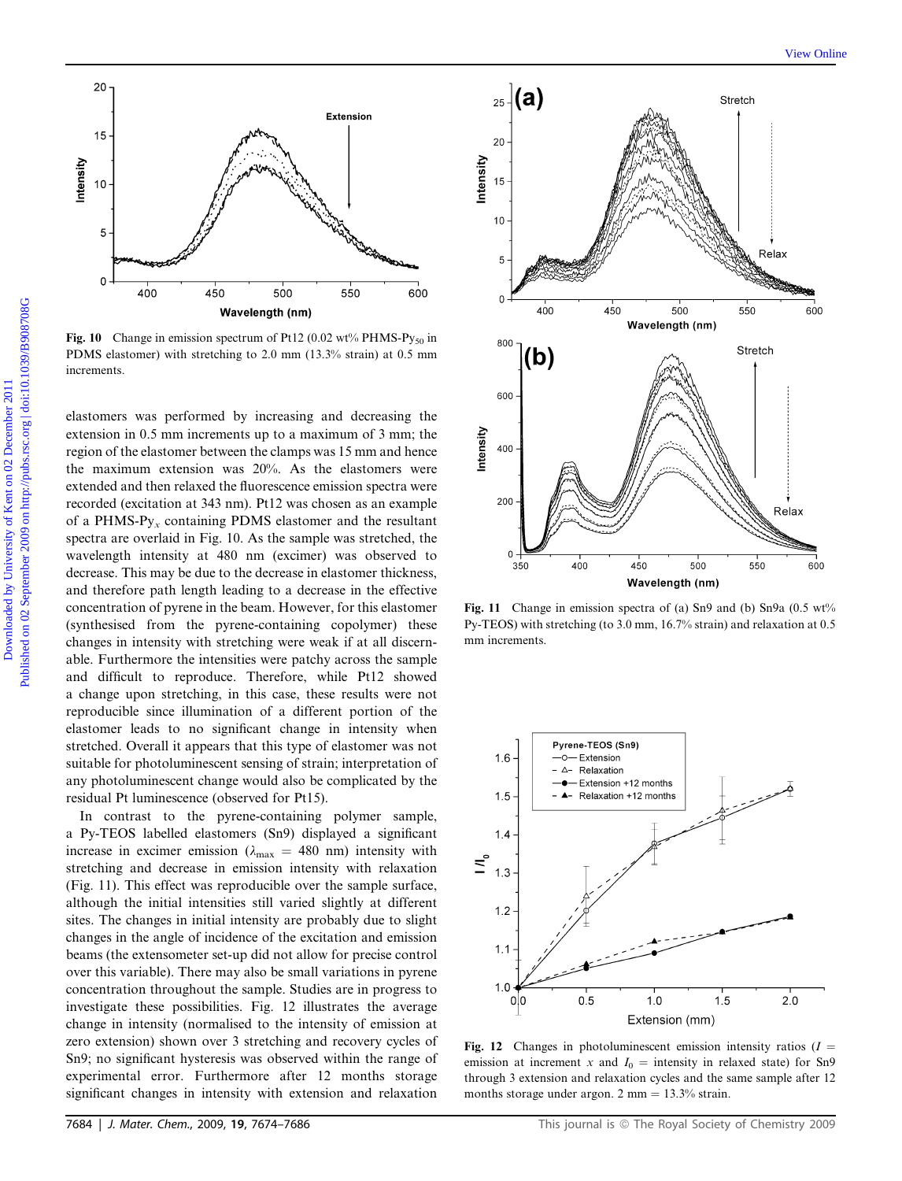Fig. 10 Change in emission spectrum of Pt12 (0.02 wt% PHMS-Py$_{50}$ in PDMS elastomer) with stretching to 2.0 mm (13.3% strain) at 0.5 mm increments.

elastomers was performed by increasing and decreasing the extension in 0.5 mm increments up to a maximum of 3 mm; the region of the elastomer between the clamps was 15 mm and hence the maximum extension was 20%. As the elastomers were extended and then relaxed the fluorescence emission spectra were recorded (excitation at 343 nm). Pt12 was chosen as an example of a PHMS-Py$_x$ containing PDMS elastomer and the resultant spectra are overlaid in Fig. 10. As the sample was stretched, the wavelength intensity at 480 nm (excimer) was observed to decrease. This may be due to the decrease in elastomer thickness, and therefore path length leading to a decrease in the effective concentration of pyrene in the beam. However, for this elastomer (synthesised from the pyrene-containing copolymer) these changes in intensity with stretching were weak if at all discernable. Furthermore the intensities were patchy across the sample and difficult to reproduce. Therefore, while Pt12 showed a change upon stretching, in this case, these results were not reproducible since illumination of a different portion of the elastomer leads to no significant change in intensity when stretched. Overall it appears that this type of elastomer was not suitable for photoluminescent sensing of strain; interpretation of any photoluminescent change would also be complicated by the residual Pt luminescence (observed for Pt15).

In contrast to the pyrene-containing polymer sample, a Py-TEOS labelled elastomers (Sn9) displayed a significant increase in excimer emission ($\lambda_{max}$ = 480 nm) intensity with stretching and decrease in emission intensity with relaxation (Fig. 11). This effect was reproducible over the sample surface, although the initial intensities still varied slightly at different sites. The changes in initial intensity are probably due to slight changes in the angle of incidence of the excitation and emission beams (the extensometer set-up did not allow for precise control over this variable). There may also be small variations in pyrene concentration throughout the sample. Studies are in progress to investigate these possibilities. Fig. 12 illustrates the average change in intensity (normalised to the intensity of emission at zero extension) shown over 3 stretching and recovery cycles of Sn9; no significant hysteresis was observed within the range of experimental error. Furthermore after 12 months storage significant changes in intensity with extension and relaxation

Fig. 11 Change in emission spectra of (a) Sn9 and (b) Sn9a (0.5 wt% Py-TEOS) with stretching (to 3.0 mm, 16.7% strain) and relaxation at 0.5 mm increments.

Fig. 12 Changes in photoluminescent emission intensity ratios ($I$ = emission at increment $x$ and $I_0$ = intensity in relaxed state) for Sn9 through 3 extension and relaxation cycles and the same sample after 12 months storage under argon. 2 mm = 13.3% strain.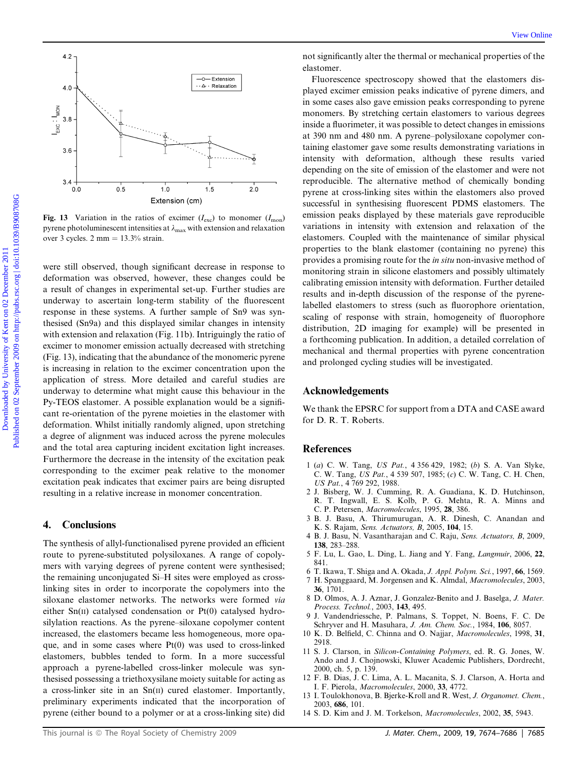Fig. 13 Variation in the ratios of excimer ($I_{exc}$) to monomer ($I_{mon}$) pyrene photoluminescent intensities at $\lambda_{max}$ with extension and relaxation over 3 cycles. 2 mm = 13.3% strain.

were still observed, though significant decrease in response to deformation was observed, however, these changes could be a result of changes in experimental set-up. Further studies are underway to ascertain long-term stability of the fluorescent response in these systems. A further sample of Sn9 was synthesised (Sn9a) and this displayed similar changes in intensity with extension and relaxation (Fig. 11b). Intriguingly the ratio of excimer to monomer emission actually decreased with stretching (Fig. 13), indicating that the abundance of the monomeric pyrene is increasing in relation to the excimer concentration upon the application of stress. More detailed and careful studies are underway to determine what might cause this behaviour in the Py-TEOS elastomer. A possible explanation would be a significant re-orientation of the pyrene moieties in the elastomer with deformation. Whilst initially randomly aligned, upon stretching a degree of alignment was induced across the pyrene molecules and the total area capturing incident excitation light increases. Furthermore the decrease in the intensity of the excitation peak corresponding to the excimer peak relative to the monomer excitation peak indicates that excimer pairs are being disrupted resulting in a relative increase in monomer concentration.

## 4. Conclusions

The synthesis of allyl-functionalised pyrene provided an efficient route to pyrene-substituted polysiloxanes. A range of copolymers with varying degrees of pyrene content were synthesised; the remaining unconjugated Si–H sites were employed as cross-linking sites in order to incorporate the copolymers into the siloxane elastomer networks. The networks were formed *via* either Sn(II) catalysed condensation or Pt(0) catalysed hydrosilylation reactions. As the pyrene–siloxane copolymer content increased, the elastomers became less homogeneous, more opaque, and in some cases where Pt(0) was used to cross-linked elastomers, bubbles tended to form. In a more successful approach a pyrene-labelled cross-linker molecule was synthesised possessing a triethoxysilane moiety suitable for acting as a cross-linker site in an Sn(II) cured elastomer. Importantly, preliminary experiments indicated that the incorporation of pyrene (either bound to a polymer or at a cross-linking site) did not significantly alter the thermal or mechanical properties of the elastomer.

Fluorescence spectroscopy showed that the elastomers displayed excimer emission peaks indicative of pyrene dimers, and in some cases also gave emission peaks corresponding to pyrene monomers. By stretching certain elastomers to various degrees inside a fluorimeter, it was possible to detect changes in emissions at 390 nm and 480 nm. A pyrene–polysiloxane copolymer containing elastomer gave some results demonstrating variations in intensity with deformation, although these results varied depending on the site of emission of the elastomer and were not reproducible. The alternative method of chemically bonding pyrene at cross-linking sites within the elastomers also proved successful in synthesising fluorescent PDMS elastomers. The emission peaks displayed by these materials gave reproducible variations in intensity with extension and relaxation of the elastomers. Coupled with the maintenance of similar physical properties to the blank elastomer (containing no pyrene) this provides a promising route for the *in situ* non-invasive method of monitoring strain in silicone elastomers and possibly ultimately calibrating emission intensity with deformation. Further detailed results and in-depth discussion of the response of the pyrene-labelled elastomers to stress (such as fluorophore orientation, scaling of response with strain, homogeneity of fluorophore distribution, 2D imaging for example) will be presented in a forthcoming publication. In addition, a detailed correlation of mechanical and thermal properties with pyrene concentration and prolonged cycling studies will be investigated.

## Acknowledgements

We thank the EPSRC for support from a DTA and CASE award for D. R. T. Roberts.

## References

1 (*a*) C. W. Tang, *US Pat.*, 4 356 429, 1982; (*b*) S. A. Van Slyke, C. W. Tang, *US Pat.*, 4 539 507, 1985; (*c*) C. W. Tang, C. H. Chen, *US Pat.*, 4 769 292, 1988.
2 J. Bisberg, W. J. Cumming, R. A. Guadiana, K. D. Hutchinson, R. T. Ingwall, E. S. Kolb, P. G. Mehta, R. A. Minns and C. P. Petersen, *Macromolecules*, 1995, **28**, 386.
3 B. J. Basu, A. Thirumurugan, A. R. Dinesh, C. Anandan and K. S. Rajam, *Sens. Actuators, B*, 2005, **104**, 15.
4 B. J. Basu, N. Vasantharajan and C. Raju, *Sens. Actuators, B*, 2009, **138**, 283–288.
5 F. Lu, L. Gao, L. Ding, L. Jiang and Y. Fang, *Langmuir*, 2006, **22**, 841.
6 T. Ikawa, T. Shiga and A. Okada, *J. Appl. Polym. Sci.*, 1997, **66**, 1569.
7 H. Spanggaard, M. Jorgensen and K. Almdal, *Macromolecules*, 2003, **36**, 1701.
8 D. Olmos, A. J. Aznar, J. Gonzalez-Benito and J. Baselga, *J. Mater. Process. Technol.*, 2003, **143**, 495.
9 J. Vandendriessche, P. Palmans, S. Toppet, N. Boens, F. C. De Schryver and H. Masuhara, *J. Am. Chem. Soc.*, 1984, **106**, 8057.
10 K. D. Belfield, C. Chinna and O. Najjar, *Macromolecules*, 1998, **31**, 2918.
11 S. J. Clarson, in *Silicon-Containing Polymers*, ed. R. G. Jones, W. Ando and J. Chojnowski, Kluwer Academic Publishers, Dordrecht, 2000, ch. 5, p. 139.
12 F. B. Dias, J. C. Lima, A. L. Macanita, S. J. Clarson, A. Horta and I. F. Pierola, *Macromolecules*, 2000, **33**, 4772.
13 I. Toulokhonova, B. Bjerke-Kroll and R. West, *J. Organomet. Chem.*, 2003, **686**, 101.
14 S. D. Kim and J. M. Torkelson, *Macromolecules*, 2002, **35**, 5943.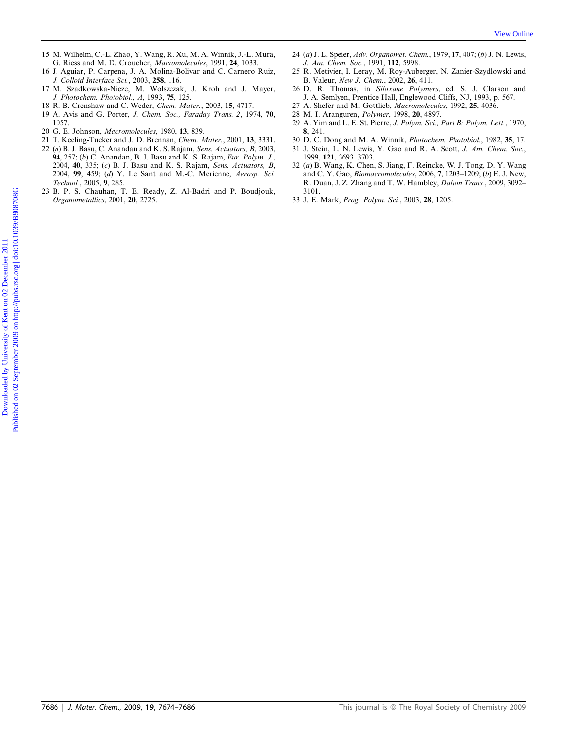15 M. Wilhelm, C.-L. Zhao, Y. Wang, R. Xu, M. A. Winnik, J.-L. Mura, G. Riess and M. D. Croucher, *Macromolecules*, 1991, **24**, 1033.
16 J. Aguiar, P. Carpena, J. A. Molina-Bolivar and C. Carnero Ruiz, *J. Colloid Interface Sci.*, 2003, **258**, 116.
17 M. Szadkowska-Nicze, M. Wolszczak, J. Kroh and J. Mayer, *J. Photochem. Photobiol., A*, 1993, **75**, 125.
18 R. B. Crenshaw and C. Weder, *Chem. Mater.*, 2003, **15**, 4717.
19 A. Avis and G. Porter, *J. Chem. Soc., Faraday Trans. 2*, 1974, **70**, 1057.
20 G. E. Johnson, *Macromolecules*, 1980, **13**, 839.
21 T. Keeling-Tucker and J. D. Brennan, *Chem. Mater.*, 2001, **13**, 3331.
22 (*a*) B. J. Basu, C. Anandan and K. S. Rajam, *Sens. Actuators, B*, 2003, **94**, 257; (*b*) C. Anandan, B. J. Basu and K. S. Rajam, *Eur. Polym. J.*, 2004, **40**, 335; (*c*) B. J. Basu and K. S. Rajam, *Sens. Actuators, B*, 2004, **99**, 459; (*d*) Y. Le Sant and M.-C. Merienne, *Aerosp. Sci. Technol.*, 2005, **9**, 285.
23 B. P. S. Chauhan, T. E. Ready, Z. Al-Badri and P. Boudjouk, *Organometallics*, 2001, **20**, 2725.
24 (*a*) J. L. Speier, *Adv. Organomet. Chem.*, 1979, **17**, 407; (*b*) J. N. Lewis, *J. Am. Chem. Soc.*, 1991, **112**, 5998.
25 R. Metivier, I. Leray, M. Roy-Auberger, N. Zanier-Szydlowski and B. Valeur, *New J. Chem.*, 2002, **26**, 411.
26 D. R. Thomas, in *Siloxane Polymers*, ed. S. J. Clarson and J. A. Semlyen, Prentice Hall, Englewood Cliffs, NJ, 1993, p. 567.
27 A. Shefer and M. Gottlieb, *Macromolecules*, 1992, **25**, 4036.
28 M. I. Aranguren, *Polymer*, 1998, **20**, 4897.
29 A. Yim and L. E. St. Pierre, *J. Polym. Sci., Part B: Polym. Lett.*, 1970, **8**, 241.
30 D. C. Dong and M. A. Winnik, *Photochem. Photobiol.*, 1982, **35**, 17.
31 J. Stein, L. N. Lewis, Y. Gao and R. A. Scott, *J. Am. Chem. Soc.*, 1999, **121**, 3693–3703.
32 (*a*) B. Wang, K. Chen, S. Jiang, F. Reincke, W. J. Tong, D. Y. Wang and C. Y. Gao, *Biomacromolecules*, 2006, **7**, 1203–1209; (*b*) E. J. New, R. Duan, J. Z. Zhang and T. W. Hambley, *Dalton Trans.*, 2009, 3092–3101.
33 J. E. Mark, *Prog. Polym. Sci.*, 2003, **28**, 1205.